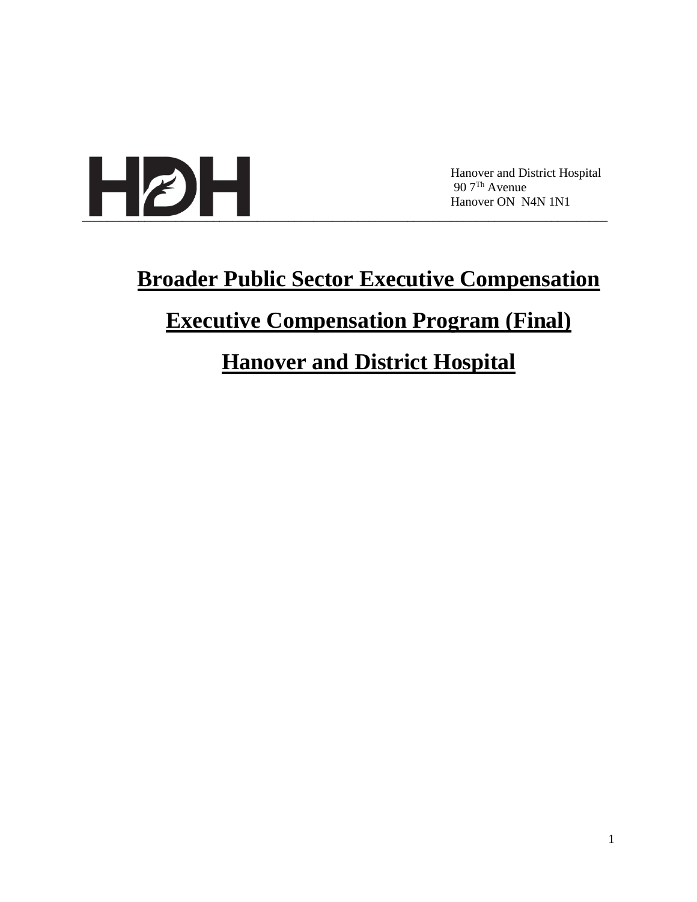HDH

Hanover and District Hospital
90 7Th Avenue
Hanover ON N4N 1N1

# Broader Public Sector Executive Compensation

# Executive Compensation Program (Final)

# Hanover and District Hospital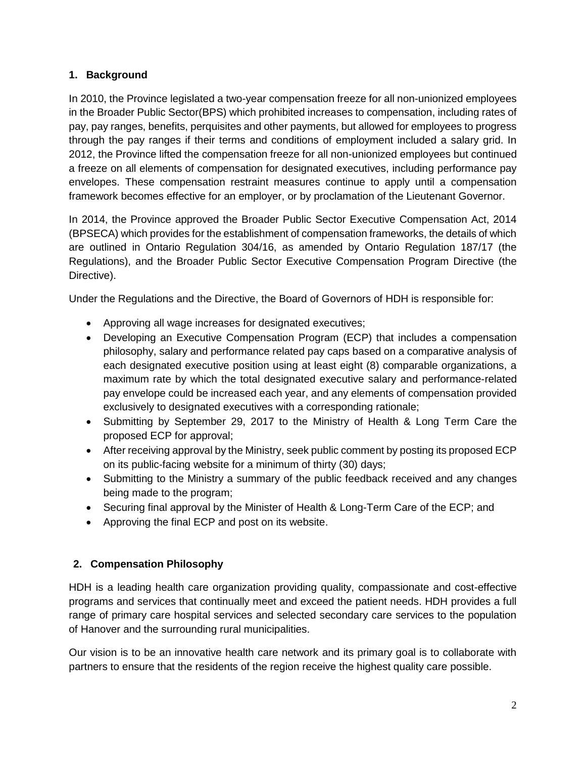## 1. Background

In 2010, the Province legislated a two-year compensation freeze for all non-unionized employees in the Broader Public Sector(BPS) which prohibited increases to compensation, including rates of pay, pay ranges, benefits, perquisites and other payments, but allowed for employees to progress through the pay ranges if their terms and conditions of employment included a salary grid. In 2012, the Province lifted the compensation freeze for all non-unionized employees but continued a freeze on all elements of compensation for designated executives, including performance pay envelopes. These compensation restraint measures continue to apply until a compensation framework becomes effective for an employer, or by proclamation of the Lieutenant Governor.

In 2014, the Province approved the Broader Public Sector Executive Compensation Act, 2014 (BPSECA) which provides for the establishment of compensation frameworks, the details of which are outlined in Ontario Regulation 304/16, as amended by Ontario Regulation 187/17 (the Regulations), and the Broader Public Sector Executive Compensation Program Directive (the Directive).

Under the Regulations and the Directive, the Board of Governors of HDH is responsible for:

- Approving all wage increases for designated executives;
- Developing an Executive Compensation Program (ECP) that includes a compensation philosophy, salary and performance related pay caps based on a comparative analysis of each designated executive position using at least eight (8) comparable organizations, a maximum rate by which the total designated executive salary and performance-related pay envelope could be increased each year, and any elements of compensation provided exclusively to designated executives with a corresponding rationale;
- Submitting by September 29, 2017 to the Ministry of Health & Long Term Care the proposed ECP for approval;
- After receiving approval by the Ministry, seek public comment by posting its proposed ECP on its public-facing website for a minimum of thirty (30) days;
- Submitting to the Ministry a summary of the public feedback received and any changes being made to the program;
- Securing final approval by the Minister of Health & Long-Term Care of the ECP; and
- Approving the final ECP and post on its website.

## 2. Compensation Philosophy

HDH is a leading health care organization providing quality, compassionate and cost-effective programs and services that continually meet and exceed the patient needs. HDH provides a full range of primary care hospital services and selected secondary care services to the population of Hanover and the surrounding rural municipalities.

Our vision is to be an innovative health care network and its primary goal is to collaborate with partners to ensure that the residents of the region receive the highest quality care possible.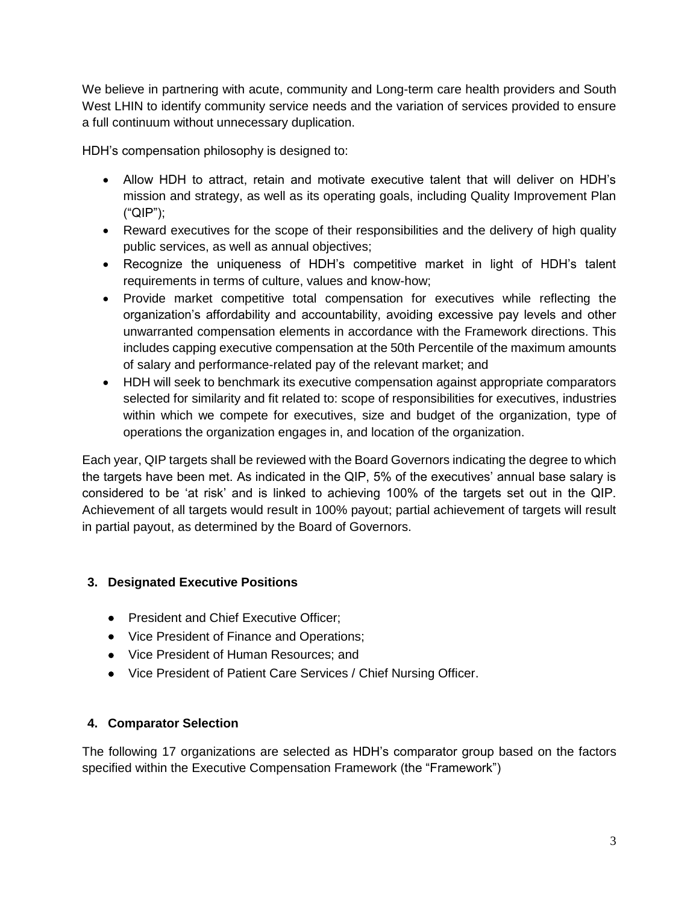We believe in partnering with acute, community and Long-term care health providers and South West LHIN to identify community service needs and the variation of services provided to ensure a full continuum without unnecessary duplication.

HDH's compensation philosophy is designed to:

- Allow HDH to attract, retain and motivate executive talent that will deliver on HDH's mission and strategy, as well as its operating goals, including Quality Improvement Plan ("QIP");
- Reward executives for the scope of their responsibilities and the delivery of high quality public services, as well as annual objectives;
- Recognize the uniqueness of HDH's competitive market in light of HDH's talent requirements in terms of culture, values and know-how;
- Provide market competitive total compensation for executives while reflecting the organization's affordability and accountability, avoiding excessive pay levels and other unwarranted compensation elements in accordance with the Framework directions. This includes capping executive compensation at the 50th Percentile of the maximum amounts of salary and performance-related pay of the relevant market; and
- HDH will seek to benchmark its executive compensation against appropriate comparators selected for similarity and fit related to: scope of responsibilities for executives, industries within which we compete for executives, size and budget of the organization, type of operations the organization engages in, and location of the organization.

Each year, QIP targets shall be reviewed with the Board Governors indicating the degree to which the targets have been met. As indicated in the QIP, 5% of the executives' annual base salary is considered to be 'at risk' and is linked to achieving 100% of the targets set out in the QIP. Achievement of all targets would result in 100% payout; partial achievement of targets will result in partial payout, as determined by the Board of Governors.

## 3. Designated Executive Positions

- President and Chief Executive Officer;
- Vice President of Finance and Operations;
- Vice President of Human Resources; and
- Vice President of Patient Care Services / Chief Nursing Officer.

## 4. Comparator Selection

The following 17 organizations are selected as HDH's comparator group based on the factors specified within the Executive Compensation Framework (the "Framework")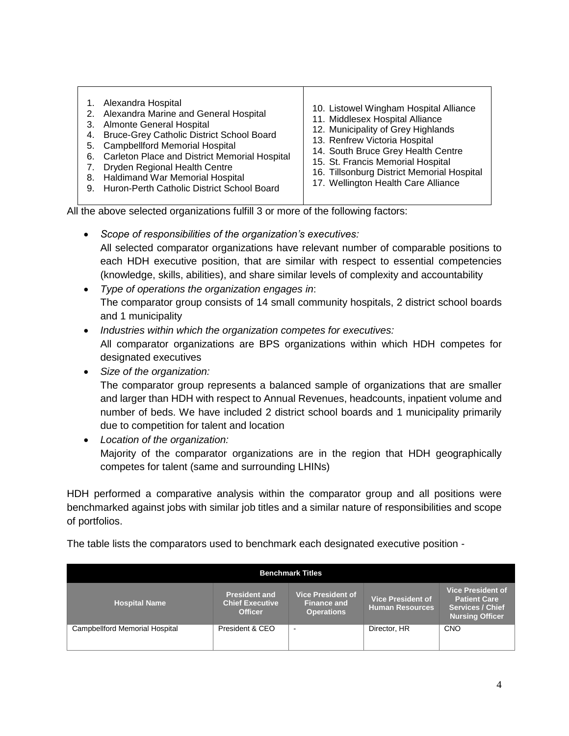| | |
|---|---|
| 1. Alexandra Hospital<br>2. Alexandra Marine and General Hospital<br>3. Almonte General Hospital<br>4. Bruce-Grey Catholic District School Board<br>5. Campbellford Memorial Hospital<br>6. Carleton Place and District Memorial Hospital<br>7. Dryden Regional Health Centre<br>8. Haldimand War Memorial Hospital<br>9. Huron-Perth Catholic District School Board | 10. Listowel Wingham Hospital Alliance<br>11. Middlesex Hospital Alliance<br>12. Municipality of Grey Highlands<br>13. Renfrew Victoria Hospital<br>14. South Bruce Grey Health Centre<br>15. St. Francis Memorial Hospital<br>16. Tillsonburg District Memorial Hospital<br>17. Wellington Health Care Alliance |

All the above selected organizations fulfill 3 or more of the following factors:

- *Scope of responsibilities of the organization's executives:*
  All selected comparator organizations have relevant number of comparable positions to each HDH executive position, that are similar with respect to essential competencies (knowledge, skills, abilities), and share similar levels of complexity and accountability
- *Type of operations the organization engages in*:
  The comparator group consists of 14 small community hospitals, 2 district school boards and 1 municipality
- *Industries within which the organization competes for executives:*
  All comparator organizations are BPS organizations within which HDH competes for designated executives
- *Size of the organization:*
  The comparator group represents a balanced sample of organizations that are smaller and larger than HDH with respect to Annual Revenues, headcounts, inpatient volume and number of beds. We have included 2 district school boards and 1 municipality primarily due to competition for talent and location
- *Location of the organization:*
  Majority of the comparator organizations are in the region that HDH geographically competes for talent (same and surrounding LHINs)

HDH performed a comparative analysis within the comparator group and all positions were benchmarked against jobs with similar job titles and a similar nature of responsibilities and scope of portfolios.

The table lists the comparators used to benchmark each designated executive position -

| Benchmark Titles | | | | |
|---|---|---|---|---|
| **Hospital Name** | **President and Chief Executive Officer** | **Vice President of Finance and Operations** | **Vice President of Human Resources** | **Vice President of Patient Care Services / Chief Nursing Officer** |
| Campbellford Memorial Hospital | President & CEO | - | Director, HR | CNO |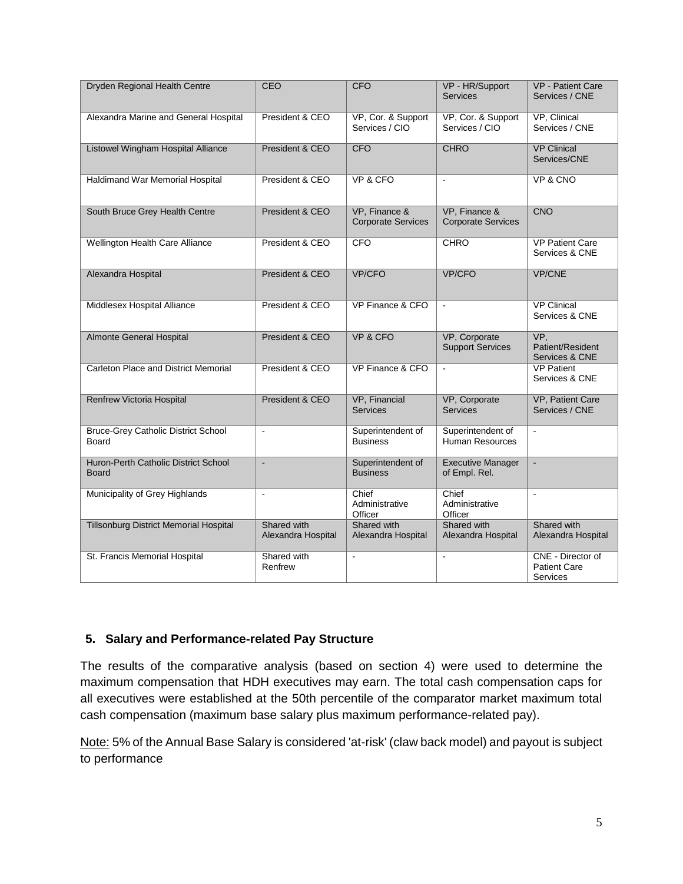| Dryden Regional Health Centre | CEO | CFO | VP - HR/Support Services | VP - Patient Care Services / CNE |
|---|---|---|---|---|
| Alexandra Marine and General Hospital | President & CEO | VP, Cor. & Support Services / CIO | VP, Cor. & Support Services / CIO | VP, Clinical Services / CNE |
| Listowel Wingham Hospital Alliance | President & CEO | CFO | CHRO | VP Clinical Services/CNE |
| Haldimand War Memorial Hospital | President & CEO | VP & CFO | - | VP & CNO |
| South Bruce Grey Health Centre | President & CEO | VP, Finance & Corporate Services | VP, Finance & Corporate Services | CNO |
| Wellington Health Care Alliance | President & CEO | CFO | CHRO | VP Patient Care Services & CNE |
| Alexandra Hospital | President & CEO | VP/CFO | VP/CFO | VP/CNE |
| Middlesex Hospital Alliance | President & CEO | VP Finance & CFO | - | VP Clinical Services & CNE |
| Almonte General Hospital | President & CEO | VP & CFO | VP, Corporate Support Services | VP, Patient/Resident Services & CNE |
| Carleton Place and District Memorial | President & CEO | VP Finance & CFO | - | VP Patient Services & CNE |
| Renfrew Victoria Hospital | President & CEO | VP, Financial Services | VP, Corporate Services | VP, Patient Care Services / CNE |
| Bruce-Grey Catholic District School Board | - | Superintendent of Business | Superintendent of Human Resources | - |
| Huron-Perth Catholic District School Board | - | Superintendent of Business | Executive Manager of Empl. Rel. | - |
| Municipality of Grey Highlands | - | Chief Administrative Officer | Chief Administrative Officer | - |
| Tillsonburg District Memorial Hospital | Shared with Alexandra Hospital | Shared with Alexandra Hospital | Shared with Alexandra Hospital | Shared with Alexandra Hospital |
| St. Francis Memorial Hospital | Shared with Renfrew | - | - | CNE - Director of Patient Care Services |

## 5. Salary and Performance-related Pay Structure

The results of the comparative analysis (based on section 4) were used to determine the maximum compensation that HDH executives may earn. The total cash compensation caps for all executives were established at the 50th percentile of the comparator market maximum total cash compensation (maximum base salary plus maximum performance-related pay).

Note: 5% of the Annual Base Salary is considered 'at-risk' (claw back model) and payout is subject to performance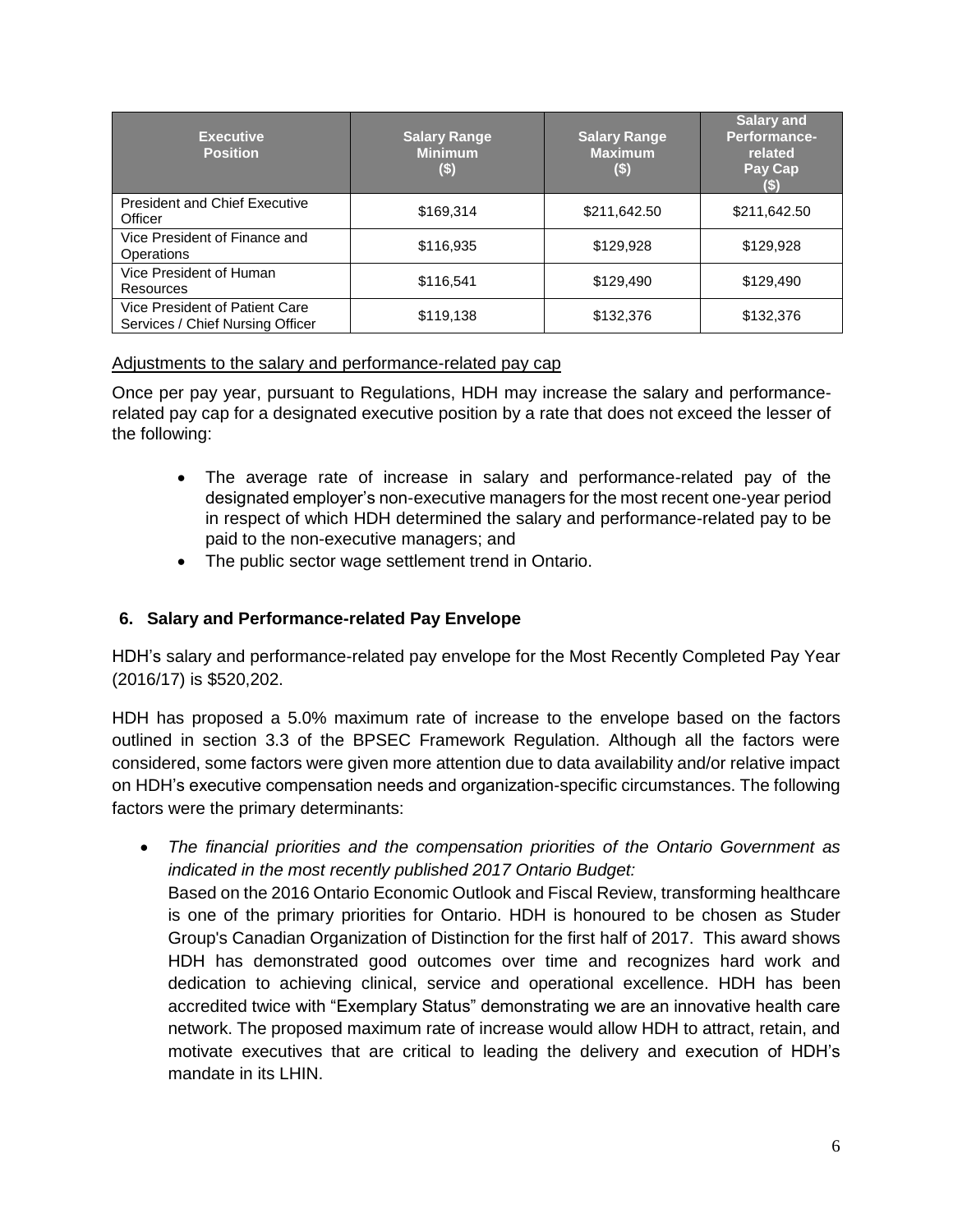| Executive Position | Salary Range Minimum ($) | Salary Range Maximum ($) | Salary and Performance-related Pay Cap ($) |
|---|---|---|---|
| President and Chief Executive Officer | $169,314 | $211,642.50 | $211,642.50 |
| Vice President of Finance and Operations | $116,935 | $129,928 | $129,928 |
| Vice President of Human Resources | $116,541 | $129,490 | $129,490 |
| Vice President of Patient Care Services / Chief Nursing Officer | $119,138 | $132,376 | $132,376 |

<u>Adjustments to the salary and performance-related pay cap</u>

Once per pay year, pursuant to Regulations, HDH may increase the salary and performance-related pay cap for a designated executive position by a rate that does not exceed the lesser of the following:

- The average rate of increase in salary and performance-related pay of the designated employer's non-executive managers for the most recent one-year period in respect of which HDH determined the salary and performance-related pay to be paid to the non-executive managers; and
- The public sector wage settlement trend in Ontario.

## 6. Salary and Performance-related Pay Envelope

HDH's salary and performance-related pay envelope for the Most Recently Completed Pay Year (2016/17) is $520,202.

HDH has proposed a 5.0% maximum rate of increase to the envelope based on the factors outlined in section 3.3 of the BPSEC Framework Regulation. Although all the factors were considered, some factors were given more attention due to data availability and/or relative impact on HDH's executive compensation needs and organization-specific circumstances. The following factors were the primary determinants:

- *The financial priorities and the compensation priorities of the Ontario Government as indicated in the most recently published 2017 Ontario Budget:*
  Based on the 2016 Ontario Economic Outlook and Fiscal Review, transforming healthcare is one of the primary priorities for Ontario. HDH is honoured to be chosen as Studer Group's Canadian Organization of Distinction for the first half of 2017. This award shows HDH has demonstrated good outcomes over time and recognizes hard work and dedication to achieving clinical, service and operational excellence. HDH has been accredited twice with "Exemplary Status" demonstrating we are an innovative health care network. The proposed maximum rate of increase would allow HDH to attract, retain, and motivate executives that are critical to leading the delivery and execution of HDH's mandate in its LHIN.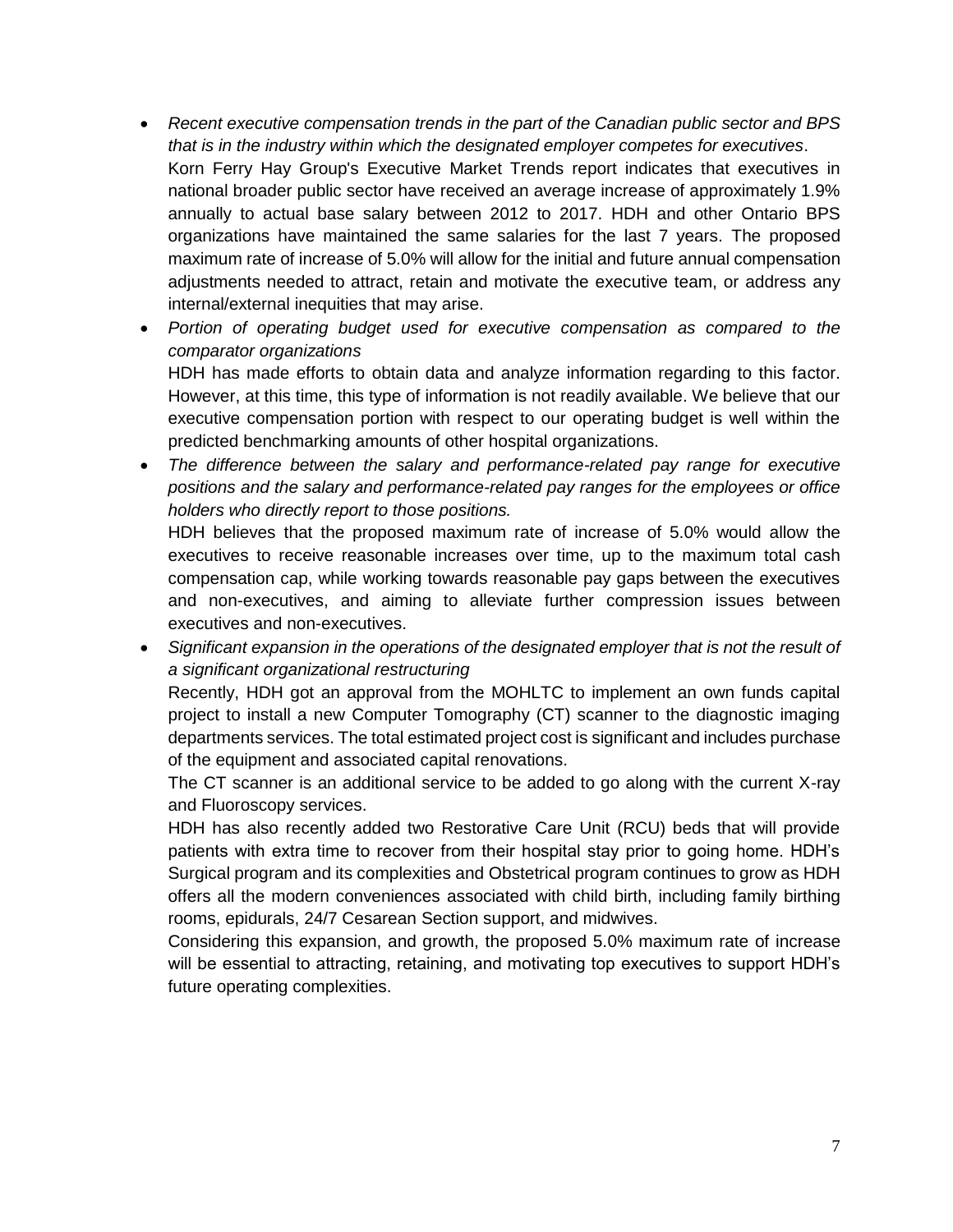- *Recent executive compensation trends in the part of the Canadian public sector and BPS that is in the industry within which the designated employer competes for executives*.
  Korn Ferry Hay Group's Executive Market Trends report indicates that executives in national broader public sector have received an average increase of approximately 1.9% annually to actual base salary between 2012 to 2017. HDH and other Ontario BPS organizations have maintained the same salaries for the last 7 years. The proposed maximum rate of increase of 5.0% will allow for the initial and future annual compensation adjustments needed to attract, retain and motivate the executive team, or address any internal/external inequities that may arise.
- *Portion of operating budget used for executive compensation as compared to the comparator organizations*
  HDH has made efforts to obtain data and analyze information regarding to this factor. However, at this time, this type of information is not readily available. We believe that our executive compensation portion with respect to our operating budget is well within the predicted benchmarking amounts of other hospital organizations.
- *The difference between the salary and performance-related pay range for executive positions and the salary and performance-related pay ranges for the employees or office holders who directly report to those positions.*
  HDH believes that the proposed maximum rate of increase of 5.0% would allow the executives to receive reasonable increases over time, up to the maximum total cash compensation cap, while working towards reasonable pay gaps between the executives and non-executives, and aiming to alleviate further compression issues between executives and non-executives.
- *Significant expansion in the operations of the designated employer that is not the result of a significant organizational restructuring*
  Recently, HDH got an approval from the MOHLTC to implement an own funds capital project to install a new Computer Tomography (CT) scanner to the diagnostic imaging departments services. The total estimated project cost is significant and includes purchase of the equipment and associated capital renovations.
  The CT scanner is an additional service to be added to go along with the current X-ray and Fluoroscopy services.
  HDH has also recently added two Restorative Care Unit (RCU) beds that will provide patients with extra time to recover from their hospital stay prior to going home. HDH's Surgical program and its complexities and Obstetrical program continues to grow as HDH offers all the modern conveniences associated with child birth, including family birthing rooms, epidurals, 24/7 Cesarean Section support, and midwives.
  Considering this expansion, and growth, the proposed 5.0% maximum rate of increase will be essential to attracting, retaining, and motivating top executives to support HDH's future operating complexities.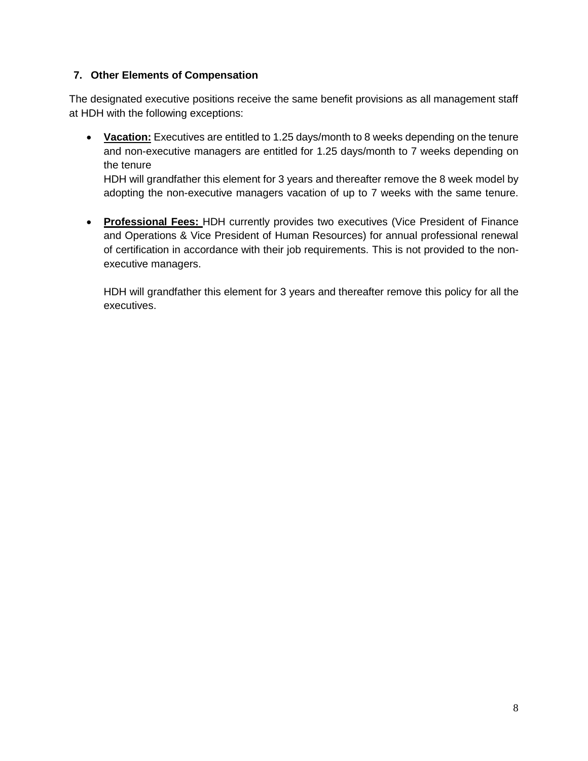## 7. Other Elements of Compensation

The designated executive positions receive the same benefit provisions as all management staff at HDH with the following exceptions:

- **Vacation:** Executives are entitled to 1.25 days/month to 8 weeks depending on the tenure and non-executive managers are entitled for 1.25 days/month to 7 weeks depending on the tenure
  HDH will grandfather this element for 3 years and thereafter remove the 8 week model by adopting the non-executive managers vacation of up to 7 weeks with the same tenure.

- **Professional Fees:** HDH currently provides two executives (Vice President of Finance and Operations & Vice President of Human Resources) for annual professional renewal of certification in accordance with their job requirements. This is not provided to the non-executive managers.

  HDH will grandfather this element for 3 years and thereafter remove this policy for all the executives.